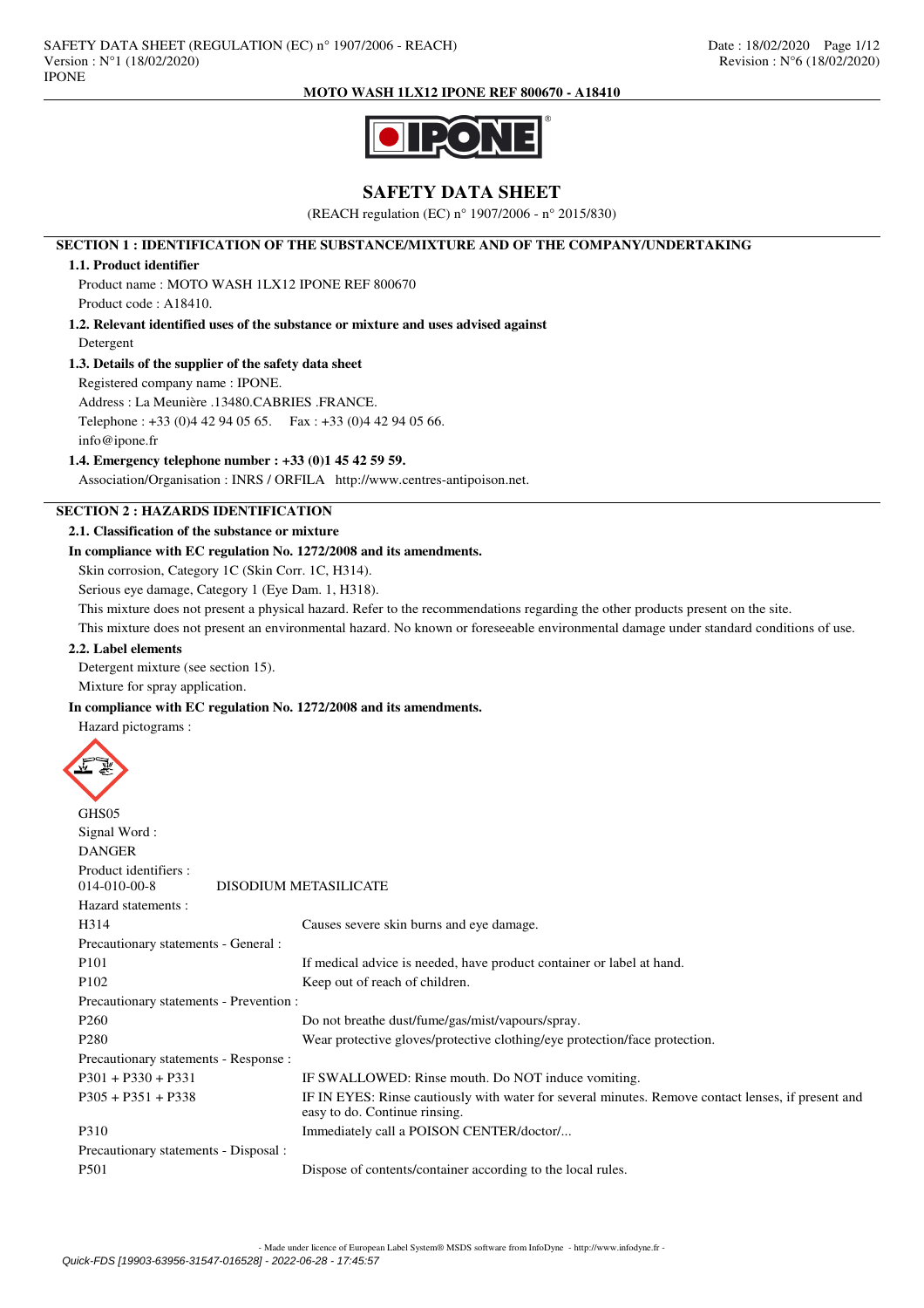# SAFETY DATA SHEET

(REACH regulation (EC) n° 1907/2006 - n° 2015/830)

## SECTION 1 : IDENTIFICATION OF THE SUBSTANCE/MIXTURE AND OF THE COMPANY/UNDERTAKING

### 1.1. Product identifier

Product name : MOTO WASH 1LX12 IPONE REF 800670

Product code : A18410.

### 1.2. Relevant identified uses of the substance or mixture and uses advised against

Detergent

### 1.3. Details of the supplier of the safety data sheet

Registered company name : IPONE.

Address : La Meunière .13480.CABRIES .FRANCE.

Telephone : +33 (0)4 42 94 05 65. Fax : +33 (0)4 42 94 05 66.

info@ipone.fr

### 1.4. Emergency telephone number : +33 (0)1 45 42 59 59.

Association/Organisation : INRS / ORFILA http://www.centres-antipoison.net.

## SECTION 2 : HAZARDS IDENTIFICATION

### 2.1. Classification of the substance or mixture

**In compliance with EC regulation No. 1272/2008 and its amendments.**

Skin corrosion, Category 1C (Skin Corr. 1C, H314).

Serious eye damage, Category 1 (Eye Dam. 1, H318).

This mixture does not present a physical hazard. Refer to the recommendations regarding the other products present on the site.

This mixture does not present an environmental hazard. No known or foreseeable environmental damage under standard conditions of use.

### 2.2. Label elements

Detergent mixture (see section 15).

Mixture for spray application.

**In compliance with EC regulation No. 1272/2008 and its amendments.**

Hazard pictograms :

GHS05

Signal Word :

DANGER

Product identifiers :

| | |
|---|---|
| 014-010-00-8 | DISODIUM METASILICATE |

Hazard statements :

| | |
|---|---|
| H314 | Causes severe skin burns and eye damage. |

Precautionary statements - General :

| | |
|---|---|
| P101 | If medical advice is needed, have product container or label at hand. |
| P102 | Keep out of reach of children. |

Precautionary statements - Prevention :

| | |
|---|---|
| P260 | Do not breathe dust/fume/gas/mist/vapours/spray. |
| P280 | Wear protective gloves/protective clothing/eye protection/face protection. |

Precautionary statements - Response :

| | |
|---|---|
| P301 + P330 + P331 | IF SWALLOWED: Rinse mouth. Do NOT induce vomiting. |
| P305 + P351 + P338 | IF IN EYES: Rinse cautiously with water for several minutes. Remove contact lenses, if present and easy to do. Continue rinsing. |
| P310 | Immediately call a POISON CENTER/doctor/... |

Precautionary statements - Disposal :

| | |
|---|---|
| P501 | Dispose of contents/container according to the local rules. |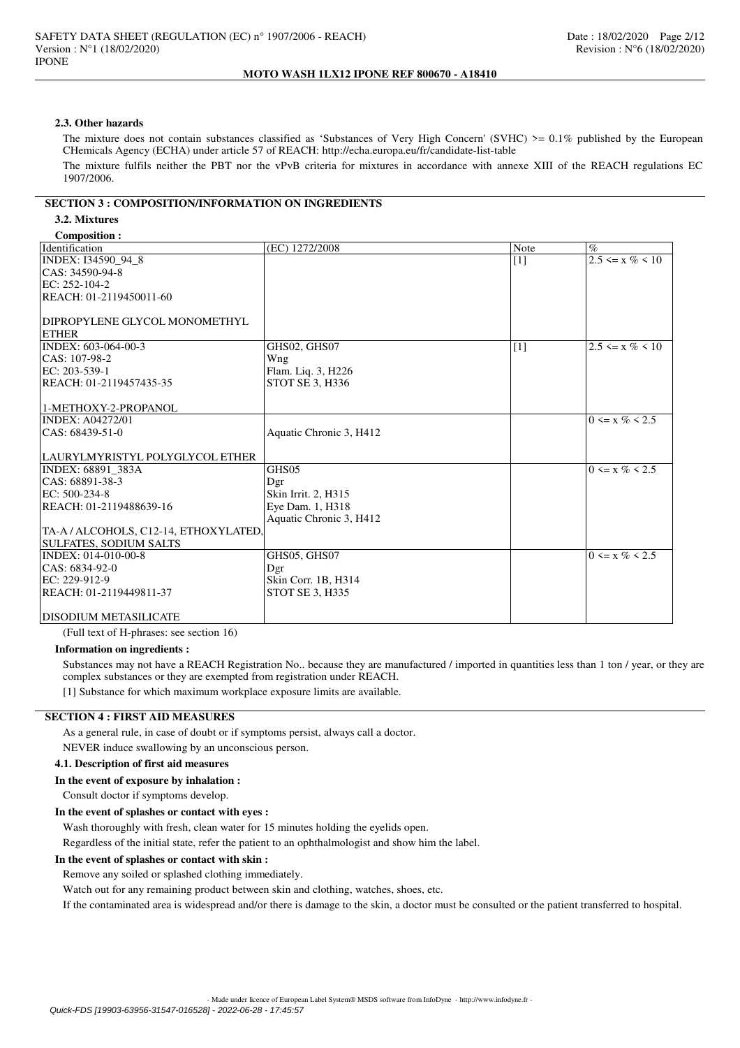#### 2.3. Other hazards

The mixture does not contain substances classified as 'Substances of Very High Concern' (SVHC) >= 0.1% published by the European CHemicals Agency (ECHA) under article 57 of REACH: http://echa.europa.eu/fr/candidate-list-table

The mixture fulfils neither the PBT nor the vPvB criteria for mixtures in accordance with annexe XIII of the REACH regulations EC 1907/2006.

## SECTION 3 : COMPOSITION/INFORMATION ON INGREDIENTS

### 3.2. Mixtures

**Composition :**

| Identification | (EC) 1272/2008 | Note | % |
|---|---|---|---|
| INDEX: I34590_94_8<br>CAS: 34590-94-8<br>EC: 252-104-2<br>REACH: 01-2119450011-60<br><br>DIPROPYLENE GLYCOL MONOMETHYL ETHER | | [1] | 2.5 <= x % < 10 |
| INDEX: 603-064-00-3<br>CAS: 107-98-2<br>EC: 203-539-1<br>REACH: 01-2119457435-35<br><br>1-METHOXY-2-PROPANOL | GHS02, GHS07<br>Wng<br>Flam. Liq. 3, H226<br>STOT SE 3, H336 | [1] | 2.5 <= x % < 10 |
| INDEX: A04272/01<br>CAS: 68439-51-0<br><br>LAURYLMYRISTYL POLYGLYCOL ETHER | Aquatic Chronic 3, H412 | | 0 <= x % < 2.5 |
| INDEX: 68891_383A<br>CAS: 68891-38-3<br>EC: 500-234-8<br>REACH: 01-2119488639-16<br><br>TA-A / ALCOHOLS, C12-14, ETHOXYLATED, SULFATES, SODIUM SALTS | GHS05<br>Dgr<br>Skin Irrit. 2, H315<br>Eye Dam. 1, H318<br>Aquatic Chronic 3, H412 | | 0 <= x % < 2.5 |
| INDEX: 014-010-00-8<br>CAS: 6834-92-0<br>EC: 229-912-9<br>REACH: 01-2119449811-37<br><br>DISODIUM METASILICATE | GHS05, GHS07<br>Dgr<br>Skin Corr. 1B, H314<br>STOT SE 3, H335 | | 0 <= x % < 2.5 |

(Full text of H-phrases: see section 16)

**Information on ingredients :**

Substances may not have a REACH Registration No.. because they are manufactured / imported in quantities less than 1 ton / year, or they are complex substances or they are exempted from registration under REACH.

[1] Substance for which maximum workplace exposure limits are available.

## SECTION 4 : FIRST AID MEASURES

As a general rule, in case of doubt or if symptoms persist, always call a doctor.

NEVER induce swallowing by an unconscious person.

### 4.1. Description of first aid measures

**In the event of exposure by inhalation :**

Consult doctor if symptoms develop.

**In the event of splashes or contact with eyes :**

Wash thoroughly with fresh, clean water for 15 minutes holding the eyelids open.

Regardless of the initial state, refer the patient to an ophthalmologist and show him the label.

**In the event of splashes or contact with skin :**

Remove any soiled or splashed clothing immediately.

Watch out for any remaining product between skin and clothing, watches, shoes, etc.

If the contaminated area is widespread and/or there is damage to the skin, a doctor must be consulted or the patient transferred to hospital.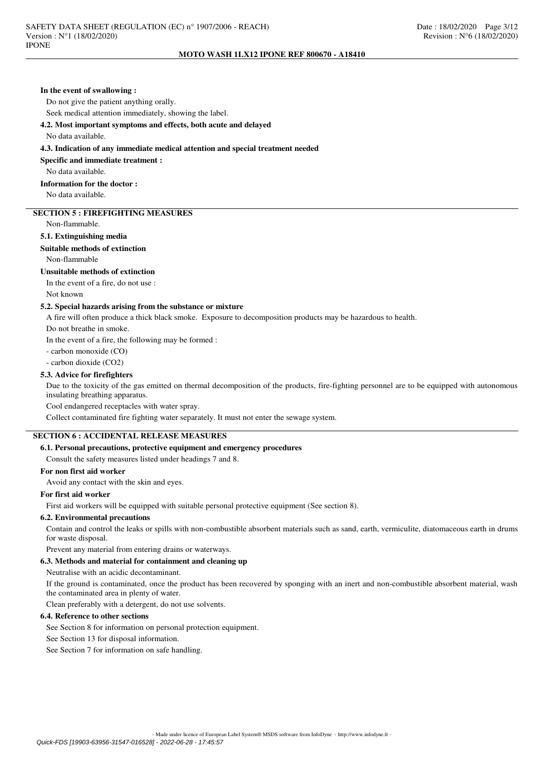**In the event of swallowing :**

Do not give the patient anything orally.

Seek medical attention immediately, showing the label.

### 4.2. Most important symptoms and effects, both acute and delayed

No data available.

### 4.3. Indication of any immediate medical attention and special treatment needed

**Specific and immediate treatment :**

No data available.

**Information for the doctor :**

No data available.

## SECTION 5 : FIREFIGHTING MEASURES

Non-flammable.

### 5.1. Extinguishing media

**Suitable methods of extinction**

Non-flammable

**Unsuitable methods of extinction**

In the event of a fire, do not use :

Not known

### 5.2. Special hazards arising from the substance or mixture

A fire will often produce a thick black smoke. Exposure to decomposition products may be hazardous to health.

Do not breathe in smoke.

In the event of a fire, the following may be formed :

- carbon monoxide (CO)
- carbon dioxide ($CO_2$)

### 5.3. Advice for firefighters

Due to the toxicity of the gas emitted on thermal decomposition of the products, fire-fighting personnel are to be equipped with autonomous insulating breathing apparatus.

Cool endangered receptacles with water spray.

Collect contaminated fire fighting water separately. It must not enter the sewage system.

## SECTION 6 : ACCIDENTAL RELEASE MEASURES

### 6.1. Personal precautions, protective equipment and emergency procedures

Consult the safety measures listed under headings 7 and 8.

**For non first aid worker**

Avoid any contact with the skin and eyes.

**For first aid worker**

First aid workers will be equipped with suitable personal protective equipment (See section 8).

### 6.2. Environmental precautions

Contain and control the leaks or spills with non-combustible absorbent materials such as sand, earth, vermiculite, diatomaceous earth in drums for waste disposal.

Prevent any material from entering drains or waterways.

### 6.3. Methods and material for containment and cleaning up

Neutralise with an acidic decontaminant.

If the ground is contaminated, once the product has been recovered by sponging with an inert and non-combustible absorbent material, wash the contaminated area in plenty of water.

Clean preferably with a detergent, do not use solvents.

### 6.4. Reference to other sections

See Section 8 for information on personal protection equipment.

See Section 13 for disposal information.

See Section 7 for information on safe handling.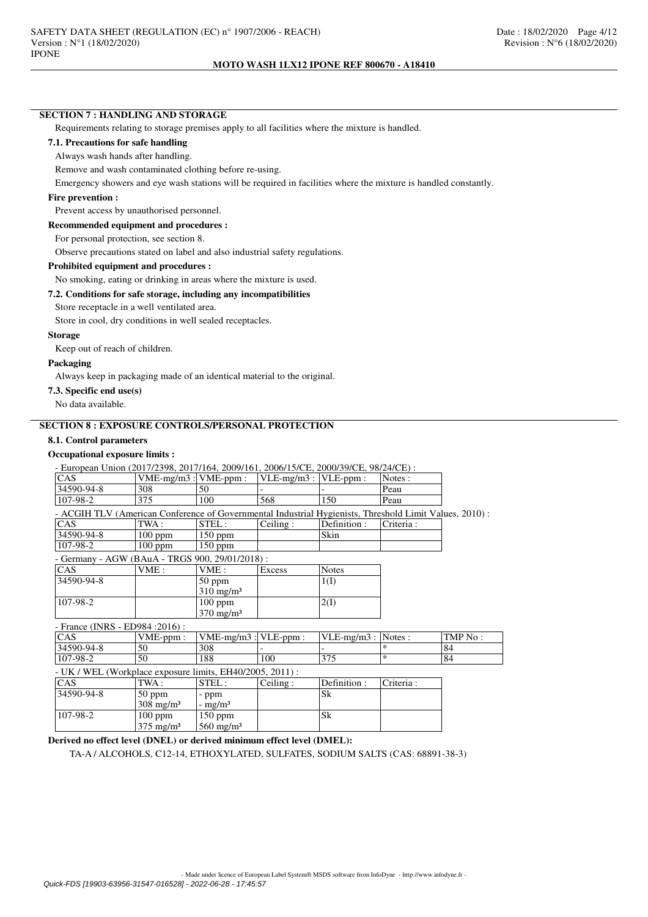## SECTION 7 : HANDLING AND STORAGE

Requirements relating to storage premises apply to all facilities where the mixture is handled.

### 7.1. Precautions for safe handling

Always wash hands after handling.

Remove and wash contaminated clothing before re-using.

Emergency showers and eye wash stations will be required in facilities where the mixture is handled constantly.

**Fire prevention :**

Prevent access by unauthorised personnel.

**Recommended equipment and procedures :**

For personal protection, see section 8.

Observe precautions stated on label and also industrial safety regulations.

**Prohibited equipment and procedures :**

No smoking, eating or drinking in areas where the mixture is used.

### 7.2. Conditions for safe storage, including any incompatibilities

Store receptacle in a well ventilated area.

Store in cool, dry conditions in well sealed receptacles.

**Storage**

Keep out of reach of children.

**Packaging**

Always keep in packaging made of an identical material to the original.

### 7.3. Specific end use(s)

No data available.

## SECTION 8 : EXPOSURE CONTROLS/PERSONAL PROTECTION

### 8.1. Control parameters

**Occupational exposure limits :**

- European Union (2017/2398, 2017/164, 2009/161, 2006/15/CE, 2000/39/CE, 98/24/CE) :

| CAS | VME-mg/m3 : | VME-ppm : | VLE-mg/m3 : | VLE-ppm : | Notes : |
|---|---|---|---|---|---|
| 34590-94-8 | 308 | 50 | - | - | Peau |
| 107-98-2 | 375 | 100 | 568 | 150 | Peau |

- ACGIH TLV (American Conference of Governmental Industrial Hygienists, Threshold Limit Values, 2010) :

| CAS | TWA : | STEL : | Ceiling : | Definition : | Criteria : |
|---|---|---|---|---|---|
| 34590-94-8 | 100 ppm | 150 ppm | | Skin | |
| 107-98-2 | 100 ppm | 150 ppm | | | |

- Germany - AGW (BAuA - TRGS 900, 29/01/2018) :

| CAS | VME : | VME : | Excess | Notes |
|---|---|---|---|---|
| 34590-94-8 | | 50 ppm<br>310 mg/m³ | | 1(I) |
| 107-98-2 | | 100 ppm<br>370 mg/m³ | | 2(I) |

- France (INRS - ED984 :2016) :

| CAS | VME-ppm : | VME-mg/m3 : | VLE-ppm : | VLE-mg/m3 : | Notes : | TMP No : |
|---|---|---|---|---|---|---|
| 34590-94-8 | 50 | 308 | - | - | * | 84 |
| 107-98-2 | 50 | 188 | 100 | 375 | * | 84 |

- UK / WEL (Workplace exposure limits, EH40/2005, 2011) :

| CAS | TWA : | STEL : | Ceiling : | Definition : | Criteria : |
|---|---|---|---|---|---|
| 34590-94-8 | 50 ppm<br>308 mg/m³ | - ppm<br>- mg/m³ | | Sk | |
| 107-98-2 | 100 ppm<br>375 mg/m³ | 150 ppm<br>560 mg/m³ | | Sk | |

**Derived no effect level (DNEL) or derived minimum effect level (DMEL):**

TA-A / ALCOHOLS, C12-14, ETHOXYLATED, SULFATES, SODIUM SALTS (CAS: 68891-38-3)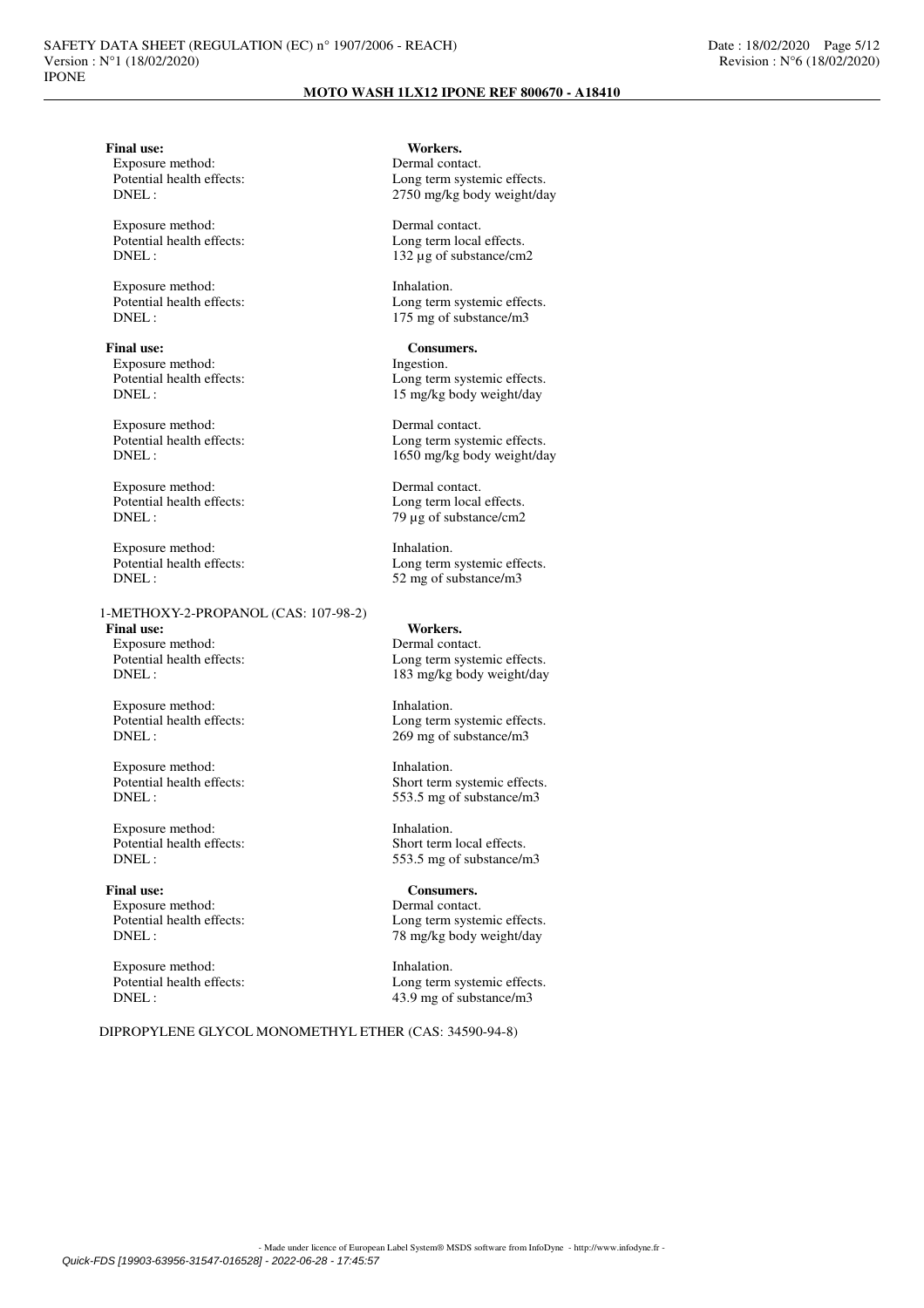**Final use:** **Workers.**

Exposure method: Dermal contact.
Potential health effects: Long term systemic effects.
DNEL : 2750 mg/kg body weight/day

Exposure method: Dermal contact.
Potential health effects: Long term local effects.
DNEL : 132 µg of substance/cm2

Exposure method: Inhalation.
Potential health effects: Long term systemic effects.
DNEL : 175 mg of substance/m3

**Final use:** **Consumers.**

Exposure method: Ingestion.
Potential health effects: Long term systemic effects.
DNEL : 15 mg/kg body weight/day

Exposure method: Dermal contact.
Potential health effects: Long term systemic effects.
DNEL : 1650 mg/kg body weight/day

Exposure method: Dermal contact.
Potential health effects: Long term local effects.
DNEL : 79 µg of substance/cm2

Exposure method: Inhalation.
Potential health effects: Long term systemic effects.
DNEL : 52 mg of substance/m3

1-METHOXY-2-PROPANOL (CAS: 107-98-2)

**Final use:** **Workers.**

Exposure method: Dermal contact.
Potential health effects: Long term systemic effects.
DNEL : 183 mg/kg body weight/day

Exposure method: Inhalation.
Potential health effects: Long term systemic effects.
DNEL : 269 mg of substance/m3

Exposure method: Inhalation.
Potential health effects: Short term systemic effects.
DNEL : 553.5 mg of substance/m3

Exposure method: Inhalation.
Potential health effects: Short term local effects.
DNEL : 553.5 mg of substance/m3

**Final use:** **Consumers.**

Exposure method: Dermal contact.
Potential health effects: Long term systemic effects.
DNEL : 78 mg/kg body weight/day

Exposure method: Inhalation.
Potential health effects: Long term systemic effects.
DNEL : 43.9 mg of substance/m3

DIPROPYLENE GLYCOL MONOMETHYL ETHER (CAS: 34590-94-8)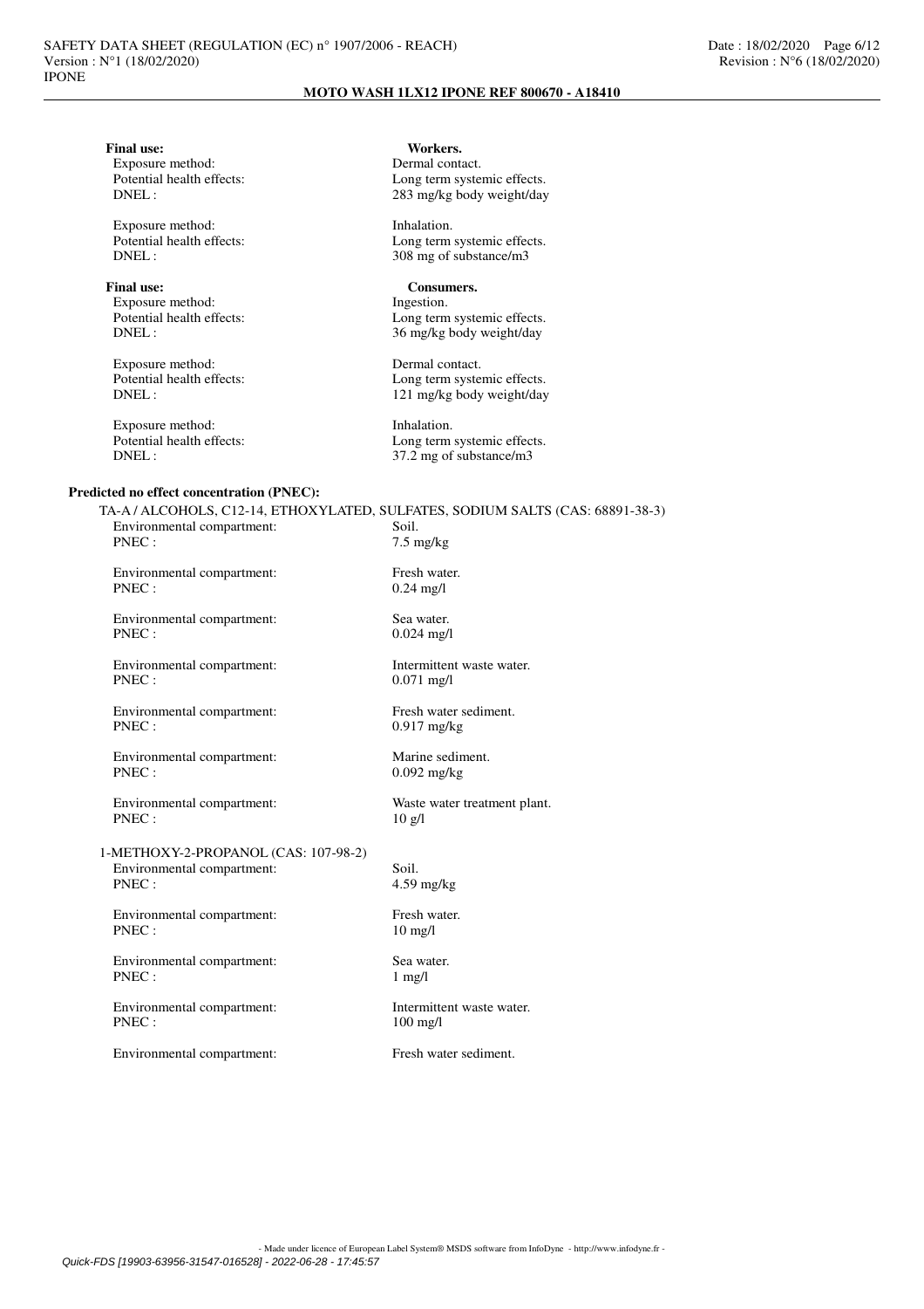**Final use:** **Workers.**

Exposure method: Dermal contact.
Potential health effects: Long term systemic effects.
DNEL : 283 mg/kg body weight/day

Exposure method: Inhalation.
Potential health effects: Long term systemic effects.
DNEL : 308 mg of substance/m3

**Final use:** **Consumers.**

Exposure method: Ingestion.
Potential health effects: Long term systemic effects.
DNEL : 36 mg/kg body weight/day

Exposure method: Dermal contact.
Potential health effects: Long term systemic effects.
DNEL : 121 mg/kg body weight/day

Exposure method: Inhalation.
Potential health effects: Long term systemic effects.
DNEL : 37.2 mg of substance/m3

**Predicted no effect concentration (PNEC):**

TA-A / ALCOHOLS, C12-14, ETHOXYLATED, SULFATES, SODIUM SALTS (CAS: 68891-38-3)

Environmental compartment: Soil.
PNEC : 7.5 mg/kg

Environmental compartment: Fresh water.
PNEC : 0.24 mg/l

Environmental compartment: Sea water.
PNEC : 0.024 mg/l

Environmental compartment: Intermittent waste water.
PNEC : 0.071 mg/l

Environmental compartment: Fresh water sediment.
PNEC : 0.917 mg/kg

Environmental compartment: Marine sediment.
PNEC : 0.092 mg/kg

Environmental compartment: Waste water treatment plant.
PNEC : 10 g/l

1-METHOXY-2-PROPANOL (CAS: 107-98-2)

Environmental compartment: Soil.
PNEC : 4.59 mg/kg

Environmental compartment: Fresh water.
PNEC : 10 mg/l

Environmental compartment: Sea water.
PNEC : 1 mg/l

Environmental compartment: Intermittent waste water.
PNEC : 100 mg/l

Environmental compartment: Fresh water sediment.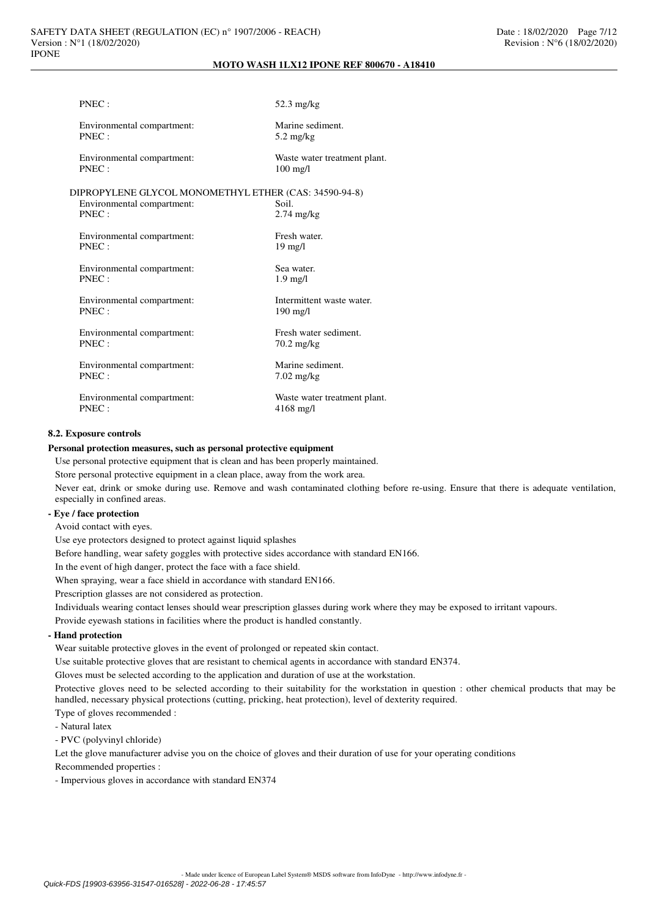PNEC : 52.3 mg/kg

Environmental compartment: Marine sediment.
PNEC : 5.2 mg/kg

Environmental compartment: Waste water treatment plant.
PNEC : 100 mg/l

DIPROPYLENE GLYCOL MONOMETHYL ETHER (CAS: 34590-94-8)

Environmental compartment: Soil.
PNEC : 2.74 mg/kg

Environmental compartment: Fresh water.
PNEC : 19 mg/l

Environmental compartment: Sea water.
PNEC : 1.9 mg/l

Environmental compartment: Intermittent waste water.
PNEC : 190 mg/l

Environmental compartment: Fresh water sediment.
PNEC : 70.2 mg/kg

Environmental compartment: Marine sediment.
PNEC : 7.02 mg/kg

Environmental compartment: Waste water treatment plant.
PNEC : 4168 mg/l

### 8.2. Exposure controls

**Personal protection measures, such as personal protective equipment**

Use personal protective equipment that is clean and has been properly maintained.

Store personal protective equipment in a clean place, away from the work area.

Never eat, drink or smoke during use. Remove and wash contaminated clothing before re-using. Ensure that there is adequate ventilation, especially in confined areas.

**- Eye / face protection**

Avoid contact with eyes.

Use eye protectors designed to protect against liquid splashes

Before handling, wear safety goggles with protective sides accordance with standard EN166.

In the event of high danger, protect the face with a face shield.

When spraying, wear a face shield in accordance with standard EN166.

Prescription glasses are not considered as protection.

Individuals wearing contact lenses should wear prescription glasses during work where they may be exposed to irritant vapours.

Provide eyewash stations in facilities where the product is handled constantly.

**- Hand protection**

Wear suitable protective gloves in the event of prolonged or repeated skin contact.

Use suitable protective gloves that are resistant to chemical agents in accordance with standard EN374.

Gloves must be selected according to the application and duration of use at the workstation.

Protective gloves need to be selected according to their suitability for the workstation in question : other chemical products that may be handled, necessary physical protections (cutting, pricking, heat protection), level of dexterity required.

Type of gloves recommended :

- Natural latex
- PVC (polyvinyl chloride)

Let the glove manufacturer advise you on the choice of gloves and their duration of use for your operating conditions

Recommended properties :

- Impervious gloves in accordance with standard EN374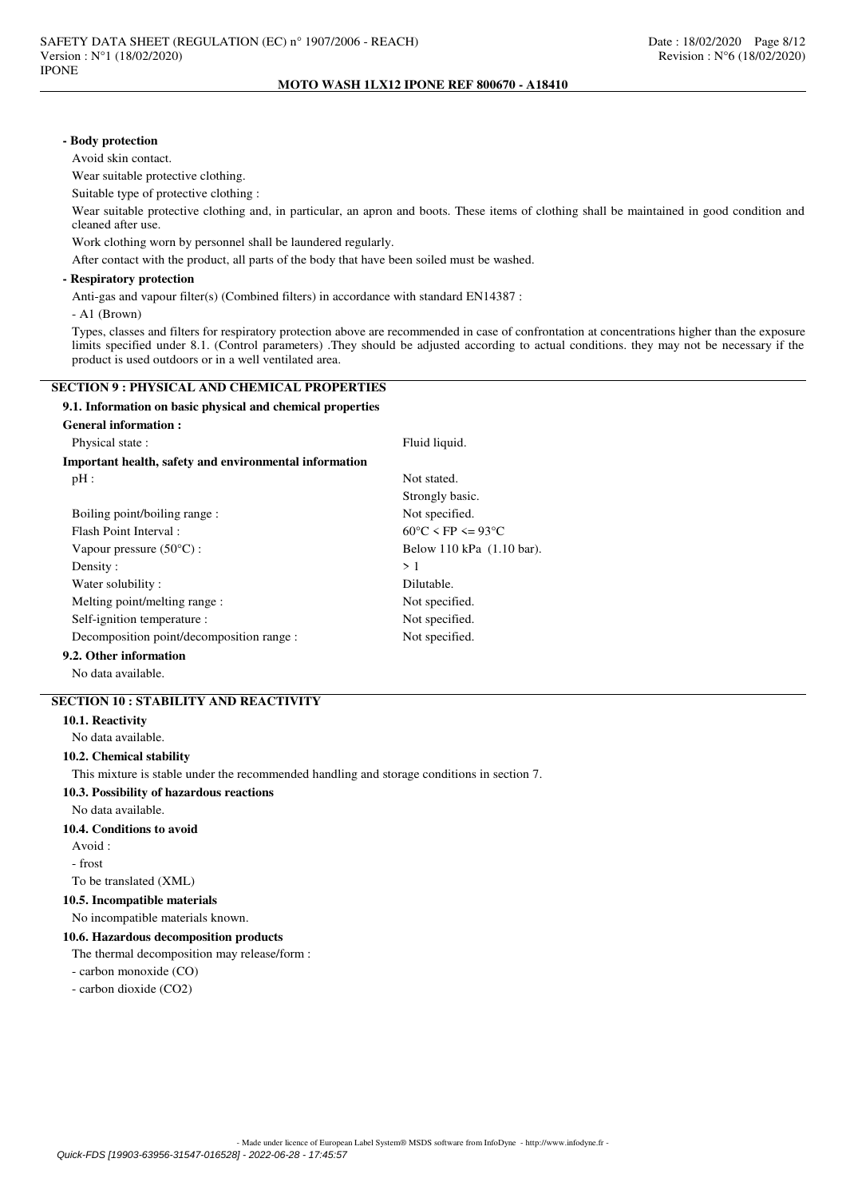**- Body protection**

Avoid skin contact.

Wear suitable protective clothing.

Suitable type of protective clothing :

Wear suitable protective clothing and, in particular, an apron and boots. These items of clothing shall be maintained in good condition and cleaned after use.

Work clothing worn by personnel shall be laundered regularly.

After contact with the product, all parts of the body that have been soiled must be washed.

**- Respiratory protection**

Anti-gas and vapour filter(s) (Combined filters) in accordance with standard EN14387 :

- A1 (Brown)

Types, classes and filters for respiratory protection above are recommended in case of confrontation at concentrations higher than the exposure limits specified under 8.1. (Control parameters) .They should be adjusted according to actual conditions. they may not be necessary if the product is used outdoors or in a well ventilated area.

## SECTION 9 : PHYSICAL AND CHEMICAL PROPERTIES

### 9.1. Information on basic physical and chemical properties

**General information :**

| | |
|---|---|
| Physical state : | Fluid liquid. |

**Important health, safety and environmental information**

| | |
|---|---|
| pH : | Not stated. |
| | Strongly basic. |
| Boiling point/boiling range : | Not specified. |
| Flash Point Interval : | 60°C < FP <= 93°C |
| Vapour pressure (50°C) : | Below 110 kPa (1.10 bar). |
| Density : | > 1 |
| Water solubility : | Dilutable. |
| Melting point/melting range : | Not specified. |
| Self-ignition temperature : | Not specified. |
| Decomposition point/decomposition range : | Not specified. |

### 9.2. Other information

No data available.

## SECTION 10 : STABILITY AND REACTIVITY

### 10.1. Reactivity

No data available.

### 10.2. Chemical stability

This mixture is stable under the recommended handling and storage conditions in section 7.

### 10.3. Possibility of hazardous reactions

No data available.

### 10.4. Conditions to avoid

Avoid :

- frost

To be translated (XML)

### 10.5. Incompatible materials

No incompatible materials known.

### 10.6. Hazardous decomposition products

The thermal decomposition may release/form :

- carbon monoxide (CO)
- carbon dioxide ($CO_2$)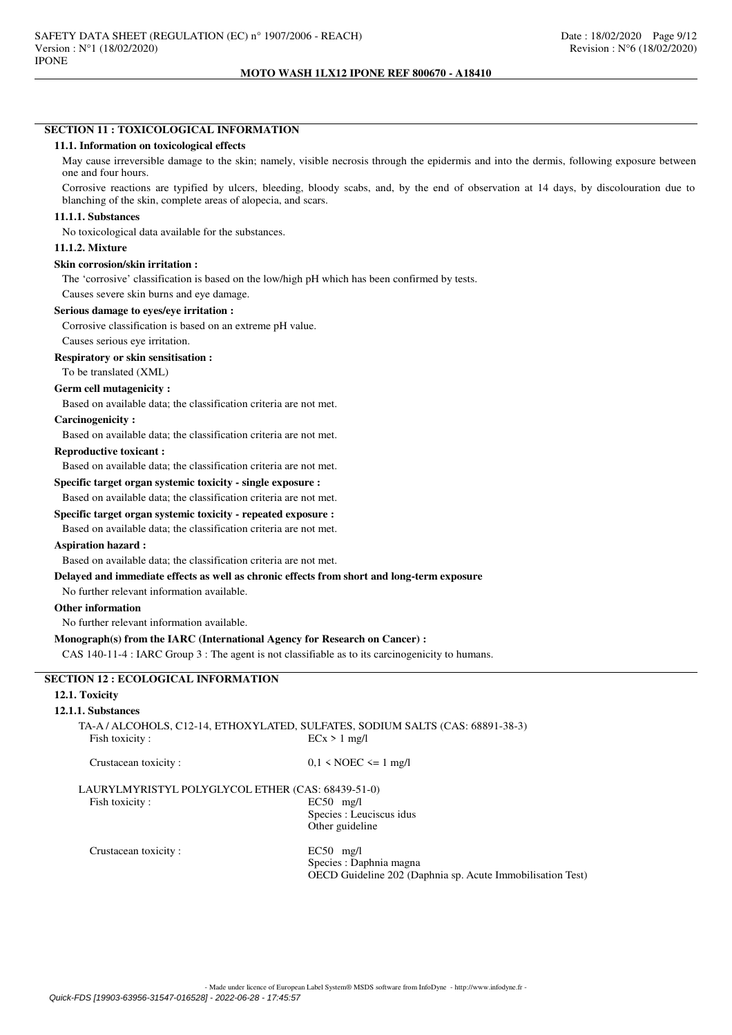## SECTION 11 : TOXICOLOGICAL INFORMATION

### 11.1. Information on toxicological effects

May cause irreversible damage to the skin; namely, visible necrosis through the epidermis and into the dermis, following exposure between one and four hours.

Corrosive reactions are typified by ulcers, bleeding, bloody scabs, and, by the end of observation at 14 days, by discolouration due to blanching of the skin, complete areas of alopecia, and scars.

#### 11.1.1. Substances

No toxicological data available for the substances.

#### 11.1.2. Mixture

**Skin corrosion/skin irritation :**

The 'corrosive' classification is based on the low/high pH which has been confirmed by tests.

Causes severe skin burns and eye damage.

**Serious damage to eyes/eye irritation :**

Corrosive classification is based on an extreme pH value.

Causes serious eye irritation.

**Respiratory or skin sensitisation :**

To be translated (XML)

**Germ cell mutagenicity :**

Based on available data; the classification criteria are not met.

**Carcinogenicity :**

Based on available data; the classification criteria are not met.

**Reproductive toxicant :**

Based on available data; the classification criteria are not met.

**Specific target organ systemic toxicity - single exposure :**

Based on available data; the classification criteria are not met.

**Specific target organ systemic toxicity - repeated exposure :**

Based on available data; the classification criteria are not met.

**Aspiration hazard :**

Based on available data; the classification criteria are not met.

**Delayed and immediate effects as well as chronic effects from short and long-term exposure**

No further relevant information available.

**Other information**

No further relevant information available.

**Monograph(s) from the IARC (International Agency for Research on Cancer) :**

CAS 140-11-4 : IARC Group 3 : The agent is not classifiable as to its carcinogenicity to humans.

## SECTION 12 : ECOLOGICAL INFORMATION

### 12.1. Toxicity

#### 12.1.1. Substances

TA-A / ALCOHOLS, C12-14, ETHOXYLATED, SULFATES, SODIUM SALTS (CAS: 68891-38-3)

| | |
|---|---|
| Fish toxicity : | ECx > 1 mg/l |
| Crustacean toxicity : | 0,1 < NOEC <= 1 mg/l |

LAURYLMYRISTYL POLYGLYCOL ETHER (CAS: 68439-51-0)

| | |
|---|---|
| Fish toxicity : | EC50 mg/l<br>Species : Leuciscus idus<br>Other guideline |
| Crustacean toxicity : | EC50 mg/l<br>Species : Daphnia magna<br>OECD Guideline 202 (Daphnia sp. Acute Immobilisation Test) |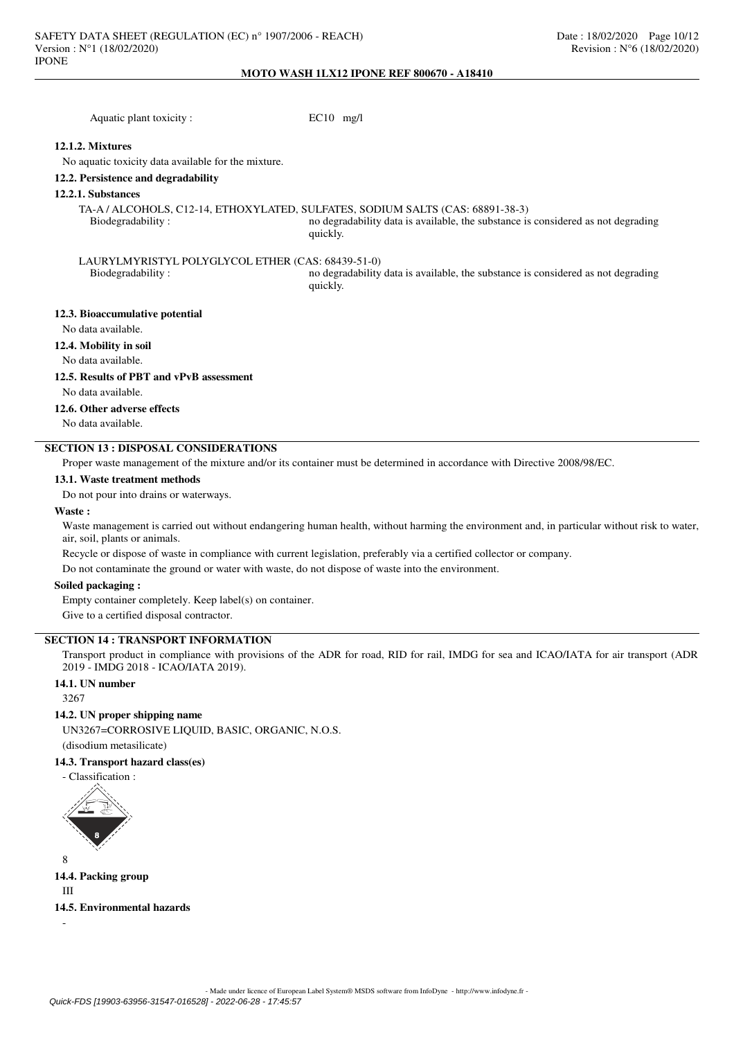Aquatic plant toxicity : EC10 mg/l

#### 12.1.2. Mixtures

No aquatic toxicity data available for the mixture.

### 12.2. Persistence and degradability

#### 12.2.1. Substances

TA-A / ALCOHOLS, C12-14, ETHOXYLATED, SULFATES, SODIUM SALTS (CAS: 68891-38-3)

Biodegradability : no degradability data is available, the substance is considered as not degrading quickly.

LAURYLMYRISTYL POLYGLYCOL ETHER (CAS: 68439-51-0)

Biodegradability : no degradability data is available, the substance is considered as not degrading quickly.

### 12.3. Bioaccumulative potential

No data available.

### 12.4. Mobility in soil

No data available.

### 12.5. Results of PBT and vPvB assessment

No data available.

### 12.6. Other adverse effects

No data available.

## SECTION 13 : DISPOSAL CONSIDERATIONS

Proper waste management of the mixture and/or its container must be determined in accordance with Directive 2008/98/EC.

### 13.1. Waste treatment methods

Do not pour into drains or waterways.

**Waste :**

Waste management is carried out without endangering human health, without harming the environment and, in particular without risk to water, air, soil, plants or animals.

Recycle or dispose of waste in compliance with current legislation, preferably via a certified collector or company.

Do not contaminate the ground or water with waste, do not dispose of waste into the environment.

**Soiled packaging :**

Empty container completely. Keep label(s) on container.

Give to a certified disposal contractor.

## SECTION 14 : TRANSPORT INFORMATION

Transport product in compliance with provisions of the ADR for road, RID for rail, IMDG for sea and ICAO/IATA for air transport (ADR 2019 - IMDG 2018 - ICAO/IATA 2019).

### 14.1. UN number

3267

### 14.2. UN proper shipping name

UN3267=CORROSIVE LIQUID, BASIC, ORGANIC, N.O.S.

(disodium metasilicate)

### 14.3. Transport hazard class(es)

- Classification :

8

### 14.4. Packing group

III

### 14.5. Environmental hazards

-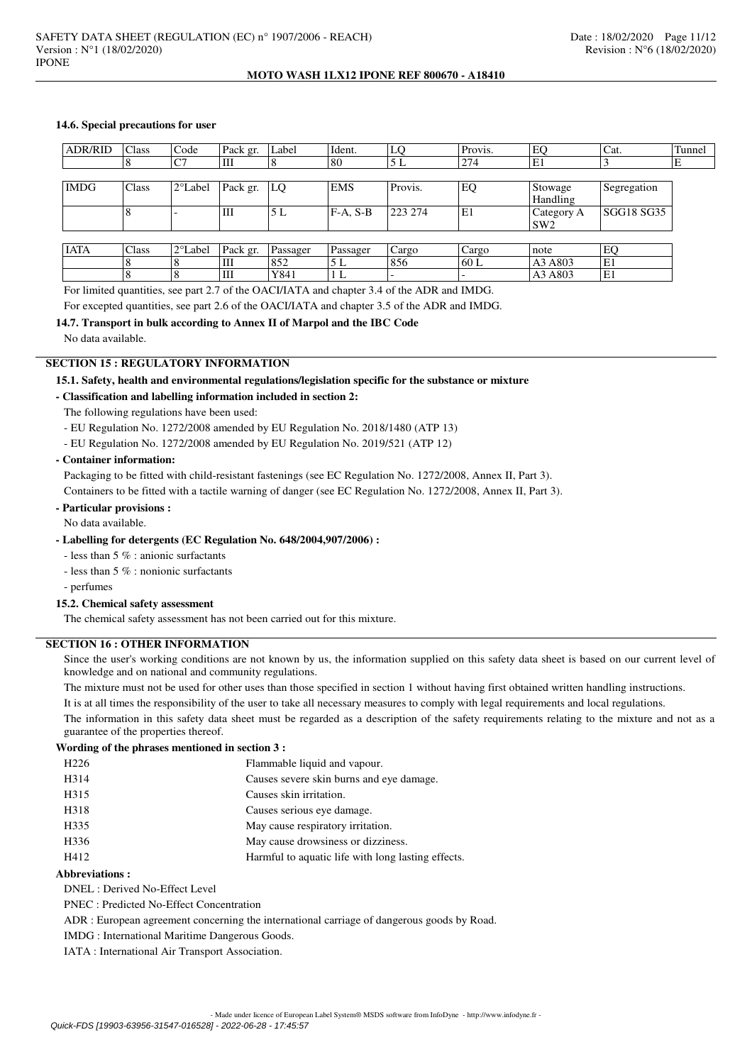#### 14.6. Special precautions for user

| ADR/RID | Class | Code | Pack gr. | Label | Ident. | LQ | Provis. | EQ | Cat. | Tunnel |
|---|---|---|---|---|---|---|---|---|---|---|
| | 8 | C7 | III | 8 | 80 | 5 L | 274 | E1 | 3 | E |

| IMDG | Class | 2°Label | Pack gr. | LQ | EMS | Provis. | EQ | Stowage Handling | Segregation |
|---|---|---|---|---|---|---|---|---|---|
| | 8 | - | III | 5 L | F-A, S-B | 223 274 | E1 | Category A SW2 | SGG18 SG35 |

| IATA | Class | 2°Label | Pack gr. | Passager | Passager | Cargo | Cargo | note | EQ |
|---|---|---|---|---|---|---|---|---|---|
| | 8 | 8 | III | 852 | 5 L | 856 | 60 L | A3 A803 | E1 |
| | 8 | 8 | III | Y841 | 1 L | - | - | A3 A803 | E1 |

For limited quantities, see part 2.7 of the OACI/IATA and chapter 3.4 of the ADR and IMDG.

For excepted quantities, see part 2.6 of the OACI/IATA and chapter 3.5 of the ADR and IMDG.

#### 14.7. Transport in bulk according to Annex II of Marpol and the IBC Code

No data available.

## SECTION 15 : REGULATORY INFORMATION

#### 15.1. Safety, health and environmental regulations/legislation specific for the substance or mixture

**- Classification and labelling information included in section 2:**

The following regulations have been used:

- EU Regulation No. 1272/2008 amended by EU Regulation No. 2018/1480 (ATP 13)
- EU Regulation No. 1272/2008 amended by EU Regulation No. 2019/521 (ATP 12)

**- Container information:**

Packaging to be fitted with child-resistant fastenings (see EC Regulation No. 1272/2008, Annex II, Part 3).

Containers to be fitted with a tactile warning of danger (see EC Regulation No. 1272/2008, Annex II, Part 3).

**- Particular provisions :**

No data available.

**- Labelling for detergents (EC Regulation No. 648/2004,907/2006) :**

- less than 5 % : anionic surfactants
- less than 5 % : nonionic surfactants
- perfumes

#### 15.2. Chemical safety assessment

The chemical safety assessment has not been carried out for this mixture.

## SECTION 16 : OTHER INFORMATION

Since the user's working conditions are not known by us, the information supplied on this safety data sheet is based on our current level of knowledge and on national and community regulations.

The mixture must not be used for other uses than those specified in section 1 without having first obtained written handling instructions.

It is at all times the responsibility of the user to take all necessary measures to comply with legal requirements and local regulations.

The information in this safety data sheet must be regarded as a description of the safety requirements relating to the mixture and not as a guarantee of the properties thereof.

**Wording of the phrases mentioned in section 3 :**

| | |
|---|---|
| H226 | Flammable liquid and vapour. |
| H314 | Causes severe skin burns and eye damage. |
| H315 | Causes skin irritation. |
| H318 | Causes serious eye damage. |
| H335 | May cause respiratory irritation. |
| H336 | May cause drowsiness or dizziness. |
| H412 | Harmful to aquatic life with long lasting effects. |

**Abbreviations :**

DNEL : Derived No-Effect Level

PNEC : Predicted No-Effect Concentration

ADR : European agreement concerning the international carriage of dangerous goods by Road.

IMDG : International Maritime Dangerous Goods.

IATA : International Air Transport Association.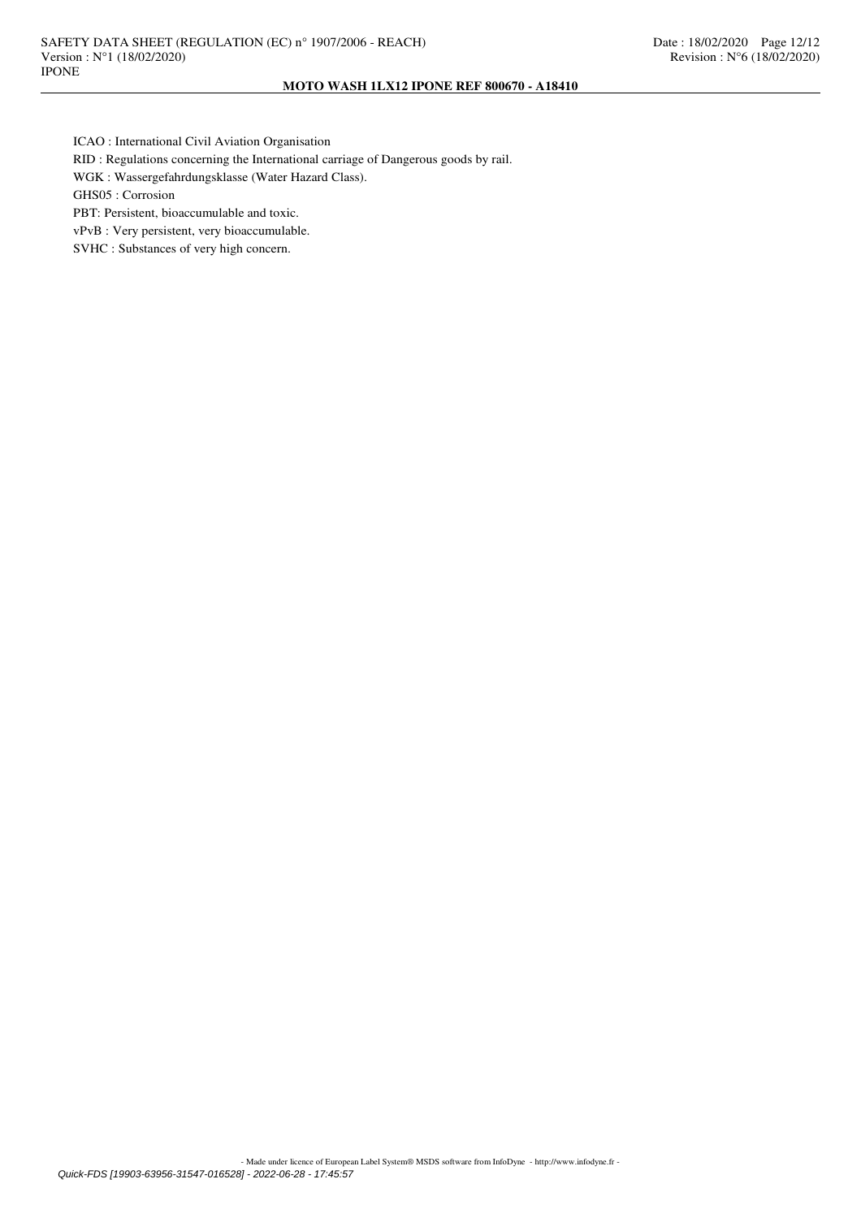ICAO : International Civil Aviation Organisation

RID : Regulations concerning the International carriage of Dangerous goods by rail.

WGK : Wassergefahrdungsklasse (Water Hazard Class).

GHS05 : Corrosion

PBT: Persistent, bioaccumulable and toxic.

vPvB : Very persistent, very bioaccumulable.

SVHC : Substances of very high concern.